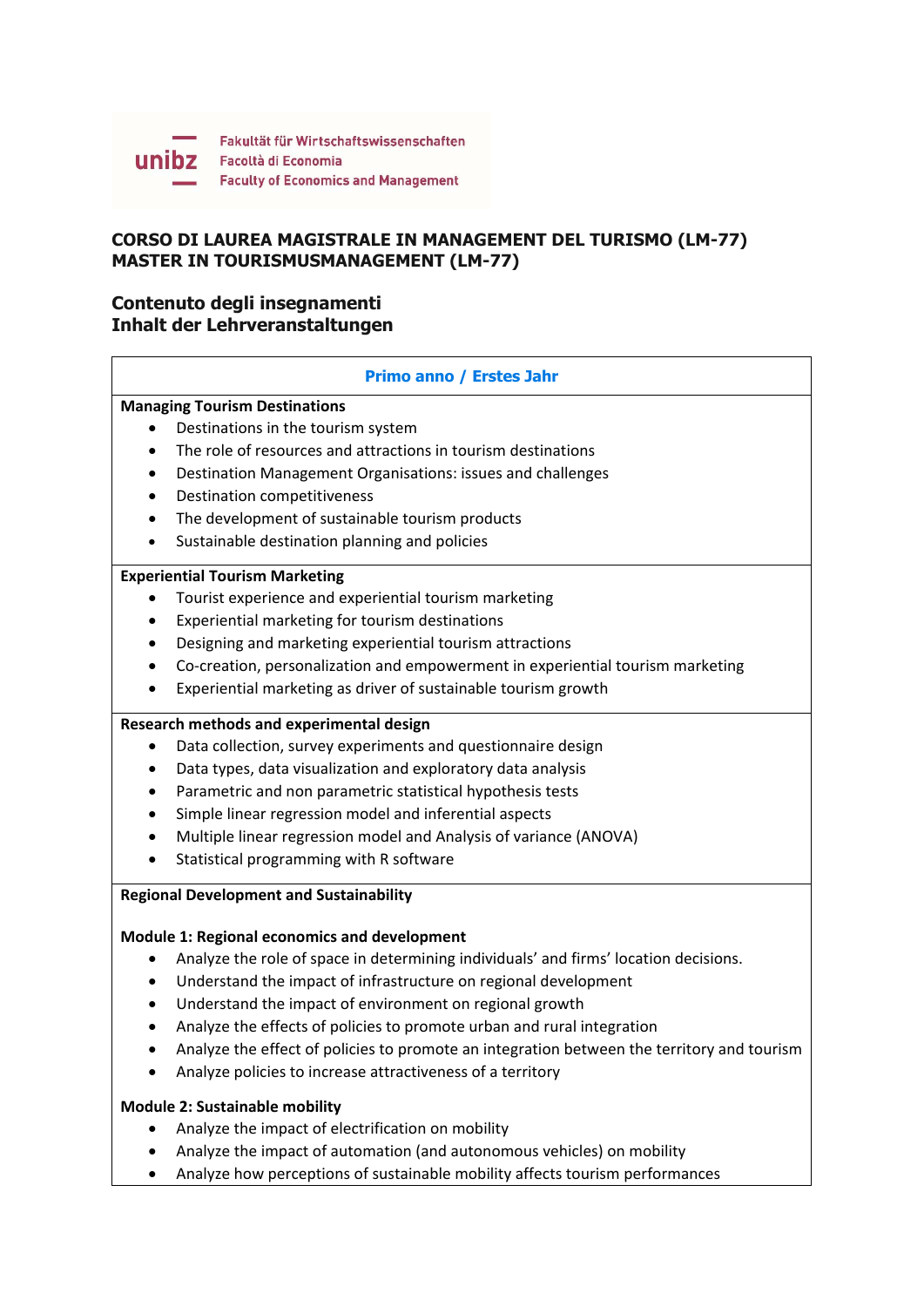Fakultät für Wirtschaftswissenschaften
Facoltà di Economia
Faculty of Economics and Management

# CORSO DI LAUREA MAGISTRALE IN MANAGEMENT DEL TURISMO (LM-77)
# MASTER IN TOURISMUSMANAGEMENT (LM-77)

## Contenuto degli insegnamenti
## Inhalt der Lehrveranstaltungen

### Primo anno / Erstes Jahr

**Managing Tourism Destinations**

- Destinations in the tourism system
- The role of resources and attractions in tourism destinations
- Destination Management Organisations: issues and challenges
- Destination competitiveness
- The development of sustainable tourism products
- Sustainable destination planning and policies

**Experiential Tourism Marketing**

- Tourist experience and experiential tourism marketing
- Experiential marketing for tourism destinations
- Designing and marketing experiential tourism attractions
- Co-creation, personalization and empowerment in experiential tourism marketing
- Experiential marketing as driver of sustainable tourism growth

**Research methods and experimental design**

- Data collection, survey experiments and questionnaire design
- Data types, data visualization and exploratory data analysis
- Parametric and non parametric statistical hypothesis tests
- Simple linear regression model and inferential aspects
- Multiple linear regression model and Analysis of variance (ANOVA)
- Statistical programming with R software

**Regional Development and Sustainability**

**Module 1: Regional economics and development**

- Analyze the role of space in determining individuals' and firms' location decisions.
- Understand the impact of infrastructure on regional development
- Understand the impact of environment on regional growth
- Analyze the effects of policies to promote urban and rural integration
- Analyze the effect of policies to promote an integration between the territory and tourism
- Analyze policies to increase attractiveness of a territory

**Module 2: Sustainable mobility**

- Analyze the impact of electrification on mobility
- Analyze the impact of automation (and autonomous vehicles) on mobility
- Analyze how perceptions of sustainable mobility affects tourism performances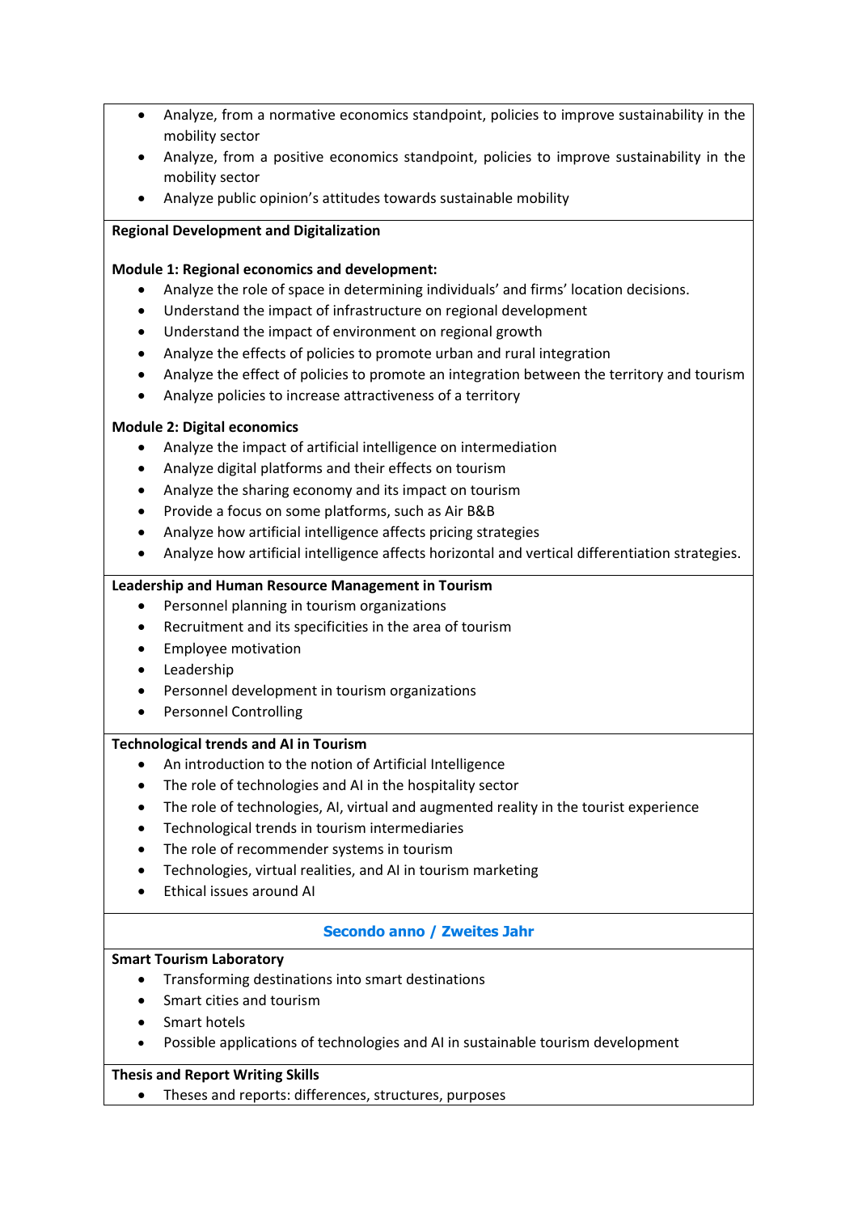- Analyze, from a normative economics standpoint, policies to improve sustainability in the mobility sector
- Analyze, from a positive economics standpoint, policies to improve sustainability in the mobility sector
- Analyze public opinion's attitudes towards sustainable mobility

**Regional Development and Digitalization**

**Module 1: Regional economics and development:**

- Analyze the role of space in determining individuals' and firms' location decisions.
- Understand the impact of infrastructure on regional development
- Understand the impact of environment on regional growth
- Analyze the effects of policies to promote urban and rural integration
- Analyze the effect of policies to promote an integration between the territory and tourism
- Analyze policies to increase attractiveness of a territory

**Module 2: Digital economics**

- Analyze the impact of artificial intelligence on intermediation
- Analyze digital platforms and their effects on tourism
- Analyze the sharing economy and its impact on tourism
- Provide a focus on some platforms, such as Air B&B
- Analyze how artificial intelligence affects pricing strategies
- Analyze how artificial intelligence affects horizontal and vertical differentiation strategies.

**Leadership and Human Resource Management in Tourism**

- Personnel planning in tourism organizations
- Recruitment and its specificities in the area of tourism
- Employee motivation
- Leadership
- Personnel development in tourism organizations
- Personnel Controlling

**Technological trends and AI in Tourism**

- An introduction to the notion of Artificial Intelligence
- The role of technologies and AI in the hospitality sector
- The role of technologies, AI, virtual and augmented reality in the tourist experience
- Technological trends in tourism intermediaries
- The role of recommender systems in tourism
- Technologies, virtual realities, and AI in tourism marketing
- Ethical issues around AI

## Secondo anno / Zweites Jahr

**Smart Tourism Laboratory**

- Transforming destinations into smart destinations
- Smart cities and tourism
- Smart hotels
- Possible applications of technologies and AI in sustainable tourism development

**Thesis and Report Writing Skills**

- Theses and reports: differences, structures, purposes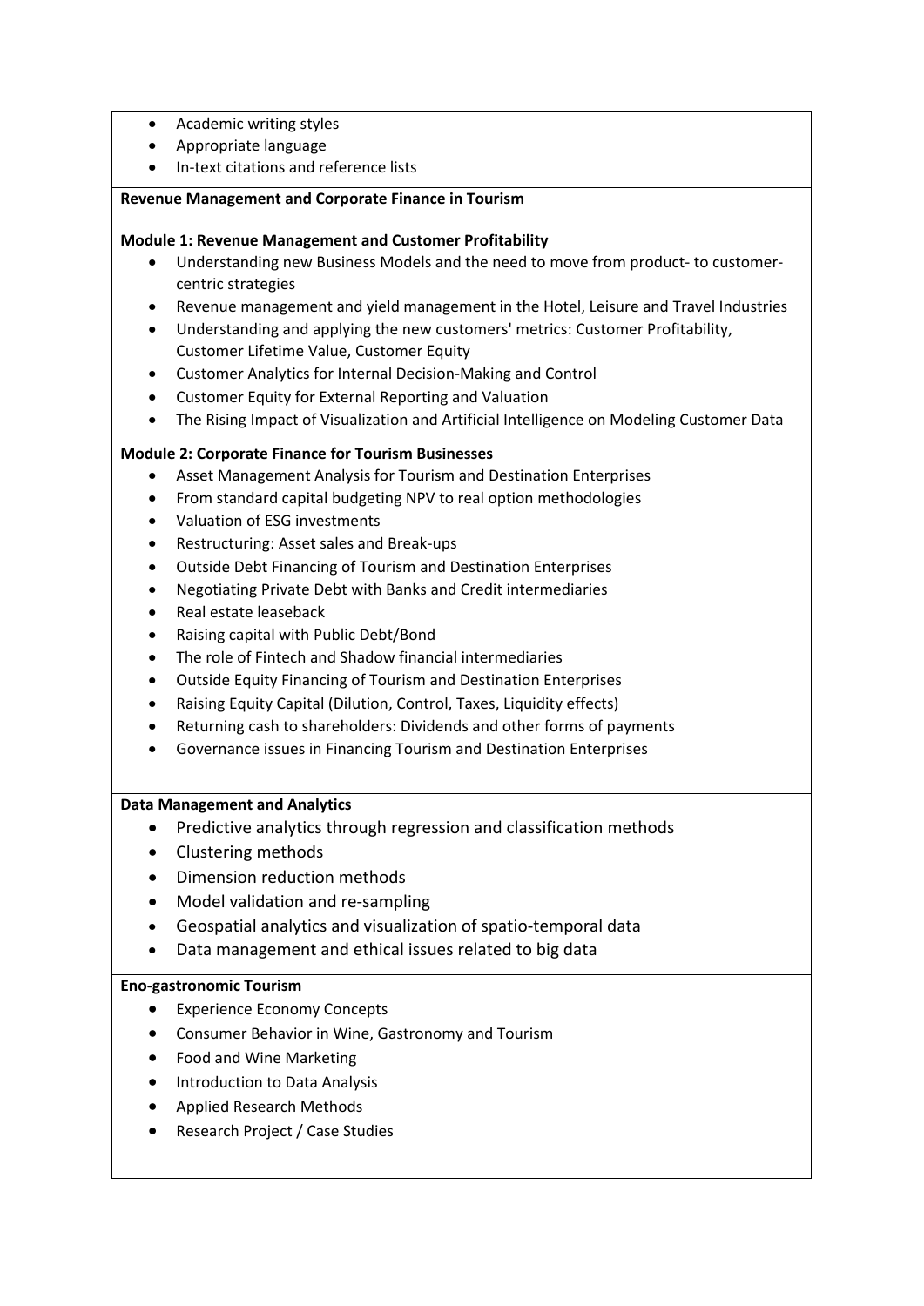- Academic writing styles
- Appropriate language
- In-text citations and reference lists

**Revenue Management and Corporate Finance in Tourism**

**Module 1: Revenue Management and Customer Profitability**

- Understanding new Business Models and the need to move from product- to customer-centric strategies
- Revenue management and yield management in the Hotel, Leisure and Travel Industries
- Understanding and applying the new customers' metrics: Customer Profitability, Customer Lifetime Value, Customer Equity
- Customer Analytics for Internal Decision-Making and Control
- Customer Equity for External Reporting and Valuation
- The Rising Impact of Visualization and Artificial Intelligence on Modeling Customer Data

**Module 2: Corporate Finance for Tourism Businesses**

- Asset Management Analysis for Tourism and Destination Enterprises
- From standard capital budgeting NPV to real option methodologies
- Valuation of ESG investments
- Restructuring: Asset sales and Break-ups
- Outside Debt Financing of Tourism and Destination Enterprises
- Negotiating Private Debt with Banks and Credit intermediaries
- Real estate leaseback
- Raising capital with Public Debt/Bond
- The role of Fintech and Shadow financial intermediaries
- Outside Equity Financing of Tourism and Destination Enterprises
- Raising Equity Capital (Dilution, Control, Taxes, Liquidity effects)
- Returning cash to shareholders: Dividends and other forms of payments
- Governance issues in Financing Tourism and Destination Enterprises

**Data Management and Analytics**

- Predictive analytics through regression and classification methods
- Clustering methods
- Dimension reduction methods
- Model validation and re-sampling
- Geospatial analytics and visualization of spatio-temporal data
- Data management and ethical issues related to big data

**Eno-gastronomic Tourism**

- Experience Economy Concepts
- Consumer Behavior in Wine, Gastronomy and Tourism
- Food and Wine Marketing
- Introduction to Data Analysis
- Applied Research Methods
- Research Project / Case Studies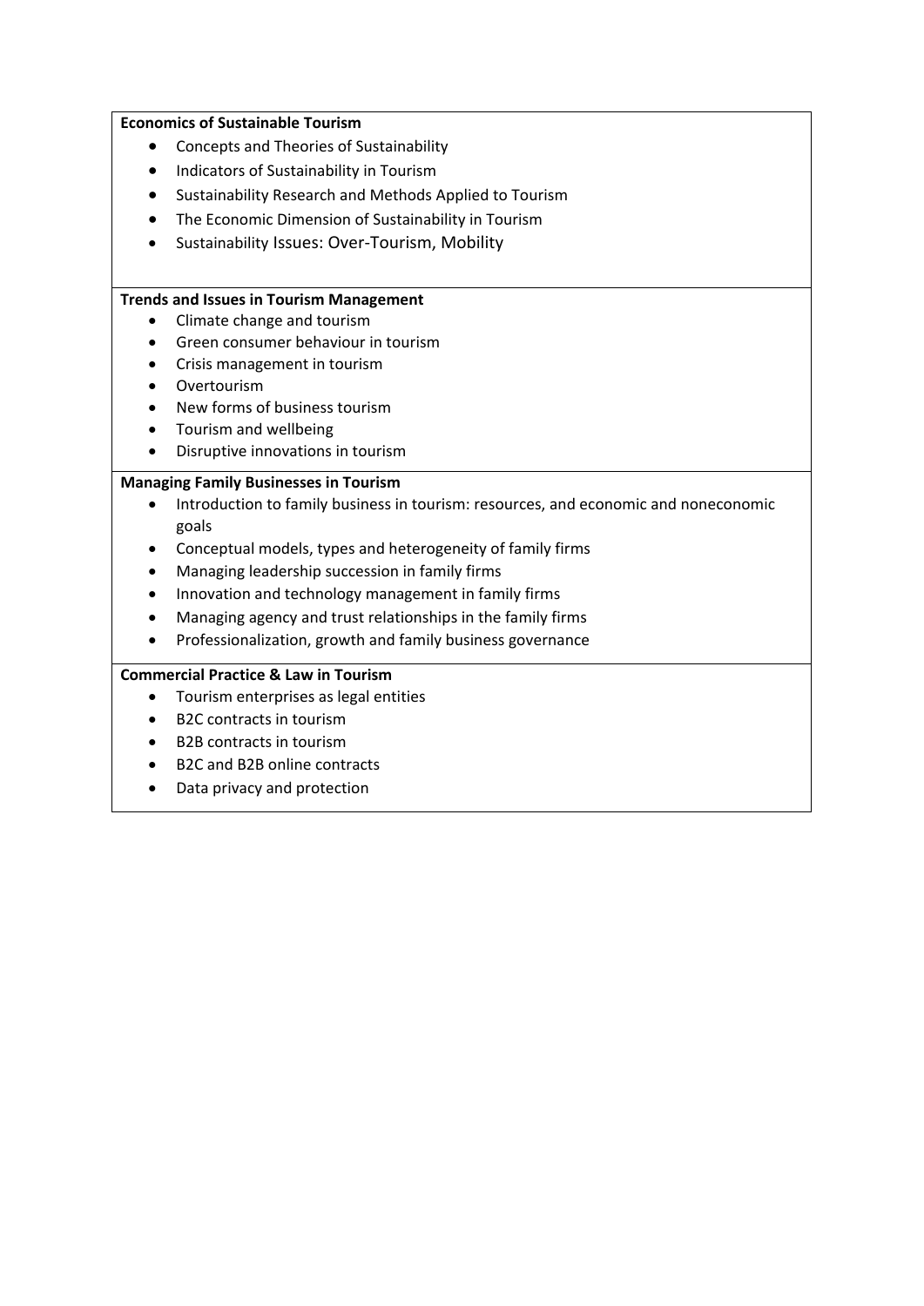**Economics of Sustainable Tourism**

- Concepts and Theories of Sustainability
- Indicators of Sustainability in Tourism
- Sustainability Research and Methods Applied to Tourism
- The Economic Dimension of Sustainability in Tourism
- Sustainability Issues: Over-Tourism, Mobility

**Trends and Issues in Tourism Management**

- Climate change and tourism
- Green consumer behaviour in tourism
- Crisis management in tourism
- Overtourism
- New forms of business tourism
- Tourism and wellbeing
- Disruptive innovations in tourism

**Managing Family Businesses in Tourism**

- Introduction to family business in tourism: resources, and economic and noneconomic goals
- Conceptual models, types and heterogeneity of family firms
- Managing leadership succession in family firms
- Innovation and technology management in family firms
- Managing agency and trust relationships in the family firms
- Professionalization, growth and family business governance

**Commercial Practice & Law in Tourism**

- Tourism enterprises as legal entities
- B2C contracts in tourism
- B2B contracts in tourism
- B2C and B2B online contracts
- Data privacy and protection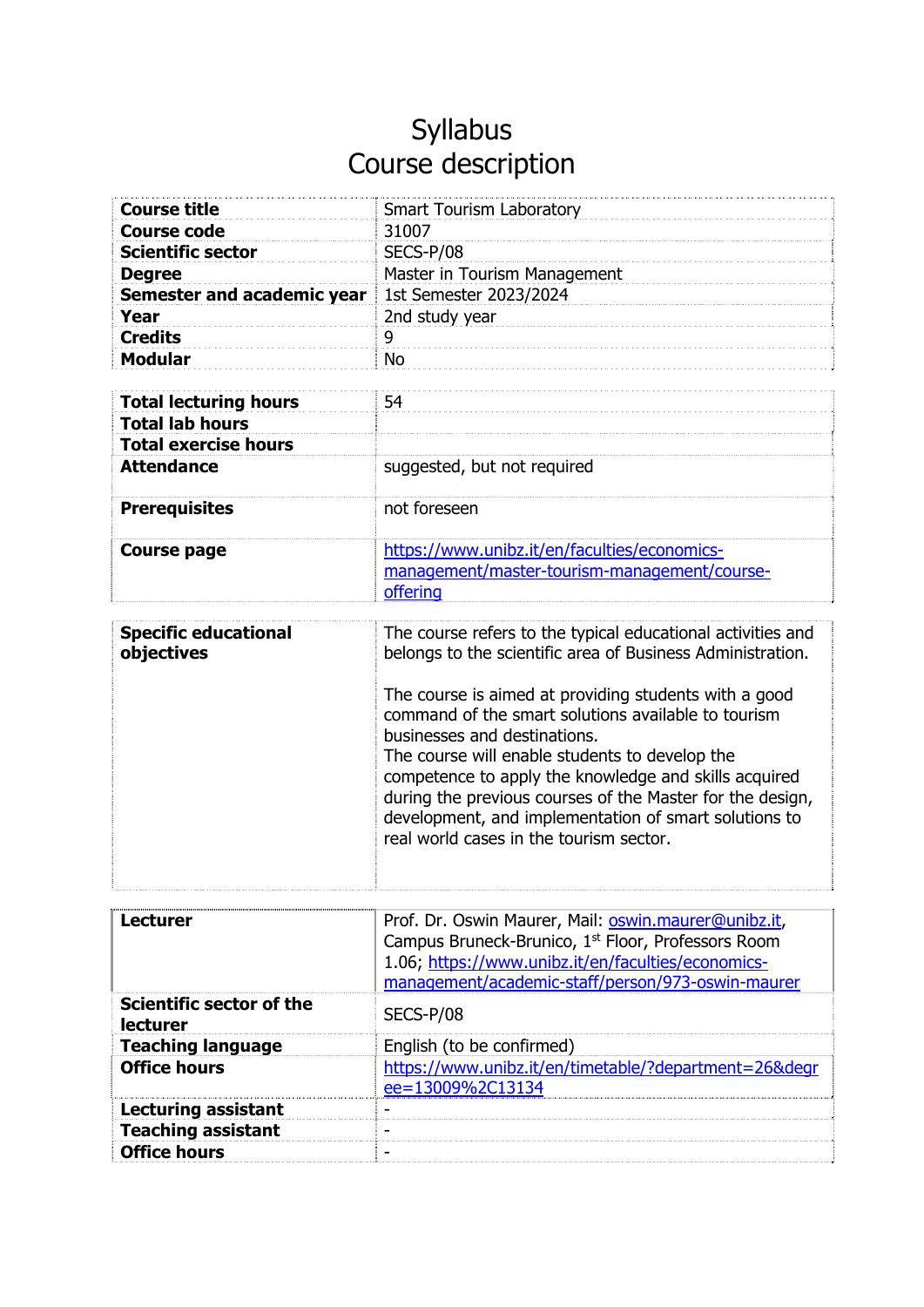# Syllabus
# Course description

| | |
|---|---|
| **Course title** | Smart Tourism Laboratory |
| **Course code** | 31007 |
| **Scientific sector** | SECS-P/08 |
| **Degree** | Master in Tourism Management |
| **Semester and academic year** | 1st Semester 2023/2024 |
| **Year** | 2nd study year |
| **Credits** | 9 |
| **Modular** | No |

| | |
|---|---|
| **Total lecturing hours** | 54 |
| **Total lab hours** | |
| **Total exercise hours** | |
| **Attendance** | suggested, but not required |
| **Prerequisites** | not foreseen |
| **Course page** | https://www.unibz.it/en/faculties/economics-management/master-tourism-management/course-offering |

| | |
|---|---|
| **Specific educational objectives** | The course refers to the typical educational activities and belongs to the scientific area of Business Administration.<br><br>The course is aimed at providing students with a good command of the smart solutions available to tourism businesses and destinations.<br>The course will enable students to develop the competence to apply the knowledge and skills acquired during the previous courses of the Master for the design, development, and implementation of smart solutions to real world cases in the tourism sector. |

| | |
|---|---|
| **Lecturer** | Prof. Dr. Oswin Maurer, Mail: oswin.maurer@unibz.it, Campus Bruneck-Brunico, 1st Floor, Professors Room 1.06; https://www.unibz.it/en/faculties/economics-management/academic-staff/person/973-oswin-maurer |
| **Scientific sector of the lecturer** | SECS-P/08 |
| **Teaching language** | English (to be confirmed) |
| **Office hours** | https://www.unibz.it/en/timetable/?department=26&degree=13009%2C13134 |
| **Lecturing assistant** | - |
| **Teaching assistant** | - |
| **Office hours** | - |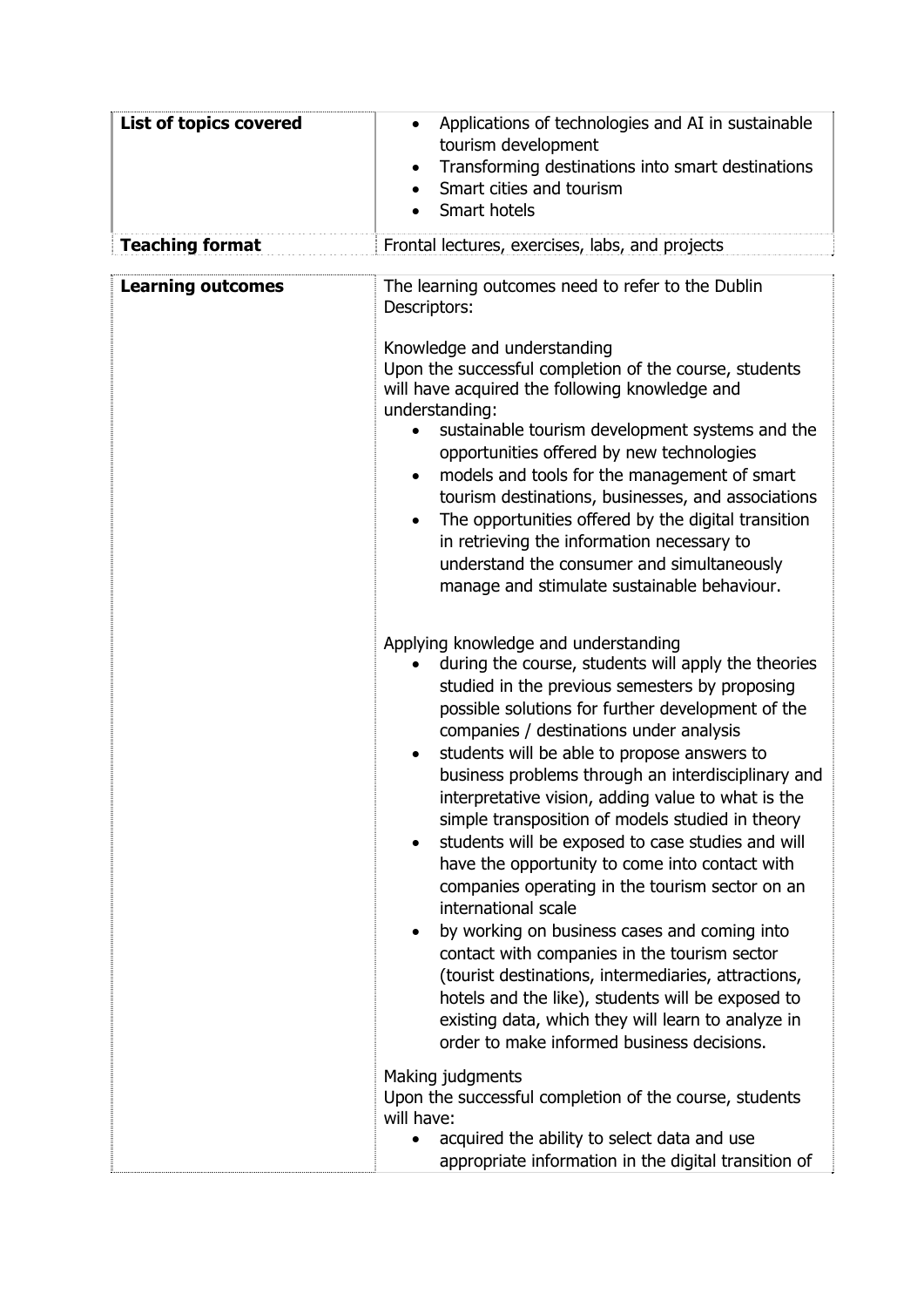| **List of topics covered** | • Applications of technologies and AI in sustainable tourism development<br>• Transforming destinations into smart destinations<br>• Smart cities and tourism<br>• Smart hotels |
|---|---|
| **Teaching format** | Frontal lectures, exercises, labs, and projects |

| **Learning outcomes** | The learning outcomes need to refer to the Dublin Descriptors:<br><br>Knowledge and understanding<br>Upon the successful completion of the course, students will have acquired the following knowledge and understanding:<br>• sustainable tourism development systems and the opportunities offered by new technologies<br>• models and tools for the management of smart tourism destinations, businesses, and associations<br>• The opportunities offered by the digital transition in retrieving the information necessary to understand the consumer and simultaneously manage and stimulate sustainable behaviour.<br><br>Applying knowledge and understanding<br>• during the course, students will apply the theories studied in the previous semesters by proposing possible solutions for further development of the companies / destinations under analysis<br>• students will be able to propose answers to business problems through an interdisciplinary and interpretative vision, adding value to what is the simple transposition of models studied in theory<br>• students will be exposed to case studies and will have the opportunity to come into contact with companies operating in the tourism sector on an international scale<br>• by working on business cases and coming into contact with companies in the tourism sector (tourist destinations, intermediaries, attractions, hotels and the like), students will be exposed to existing data, which they will learn to analyze in order to make informed business decisions.<br><br>Making judgments<br>Upon the successful completion of the course, students will have:<br>• acquired the ability to select data and use appropriate information in the digital transition of |
|---|---|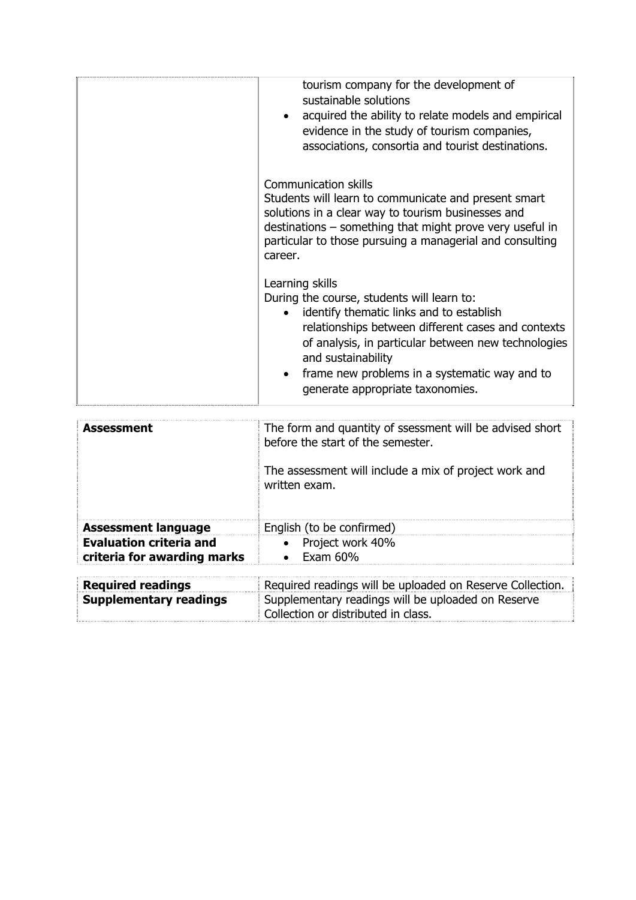| | |
|---|---|
| | tourism company for the development of sustainable solutions<br>• acquired the ability to relate models and empirical evidence in the study of tourism companies, associations, consortia and tourist destinations.<br><br>Communication skills<br>Students will learn to communicate and present smart solutions in a clear way to tourism businesses and destinations – something that might prove very useful in particular to those pursuing a managerial and consulting career.<br><br>Learning skills<br>During the course, students will learn to:<br>• identify thematic links and to establish relationships between different cases and contexts of analysis, in particular between new technologies and sustainability<br>• frame new problems in a systematic way and to generate appropriate taxonomies. |

| | |
|---|---|
| **Assessment** | The form and quantity of ssessment will be advised short before the start of the semester.<br><br>The assessment will include a mix of project work and written exam. |
| **Assessment language** | English (to be confirmed) |
| **Evaluation criteria and criteria for awarding marks** | • Project work 40%<br>• Exam 60% |

| | |
|---|---|
| **Required readings** | Required readings will be uploaded on Reserve Collection. |
| **Supplementary readings** | Supplementary readings will be uploaded on Reserve Collection or distributed in class. |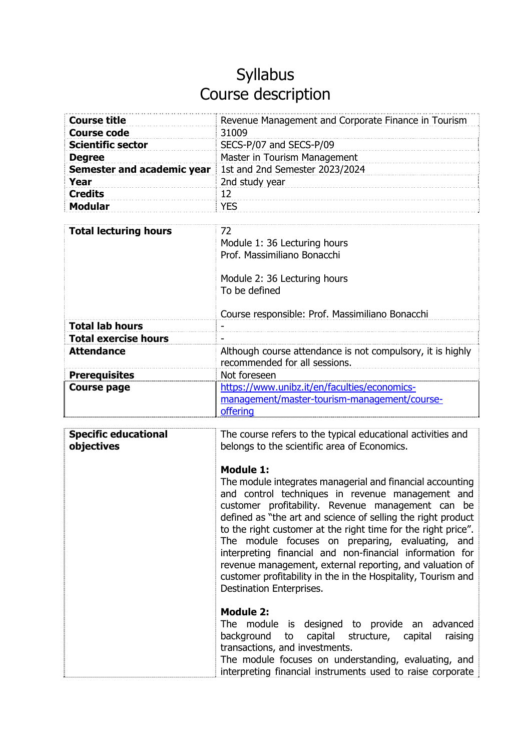# Syllabus
# Course description

| | |
|---|---|
| **Course title** | Revenue Management and Corporate Finance in Tourism |
| **Course code** | 31009 |
| **Scientific sector** | SECS-P/07 and SECS-P/09 |
| **Degree** | Master in Tourism Management |
| **Semester and academic year** | 1st and 2nd Semester 2023/2024 |
| **Year** | 2nd study year |
| **Credits** | 12 |
| **Modular** | YES |

| | |
|---|---|
| **Total lecturing hours** | 72<br>Module 1: 36 Lecturing hours<br>Prof. Massimiliano Bonacchi<br><br>Module 2: 36 Lecturing hours<br>To be defined<br><br>Course responsible: Prof. Massimiliano Bonacchi |
| **Total lab hours** | - |
| **Total exercise hours** | - |
| **Attendance** | Although course attendance is not compulsory, it is highly recommended for all sessions. |
| **Prerequisites** | Not foreseen |
| **Course page** | https://www.unibz.it/en/faculties/economics-management/master-tourism-management/course-offering |

| | |
|---|---|
| **Specific educational objectives** | The course refers to the typical educational activities and belongs to the scientific area of Economics.<br><br>**Module 1:**<br>The module integrates managerial and financial accounting and control techniques in revenue management and customer profitability. Revenue management can be defined as "the art and science of selling the right product to the right customer at the right time for the right price". The module focuses on preparing, evaluating, and interpreting financial and non-financial information for revenue management, external reporting, and valuation of customer profitability in the in the Hospitality, Tourism and Destination Enterprises.<br><br>**Module 2:**<br>The module is designed to provide an advanced background to capital structure, capital raising transactions, and investments.<br>The module focuses on understanding, evaluating, and interpreting financial instruments used to raise corporate |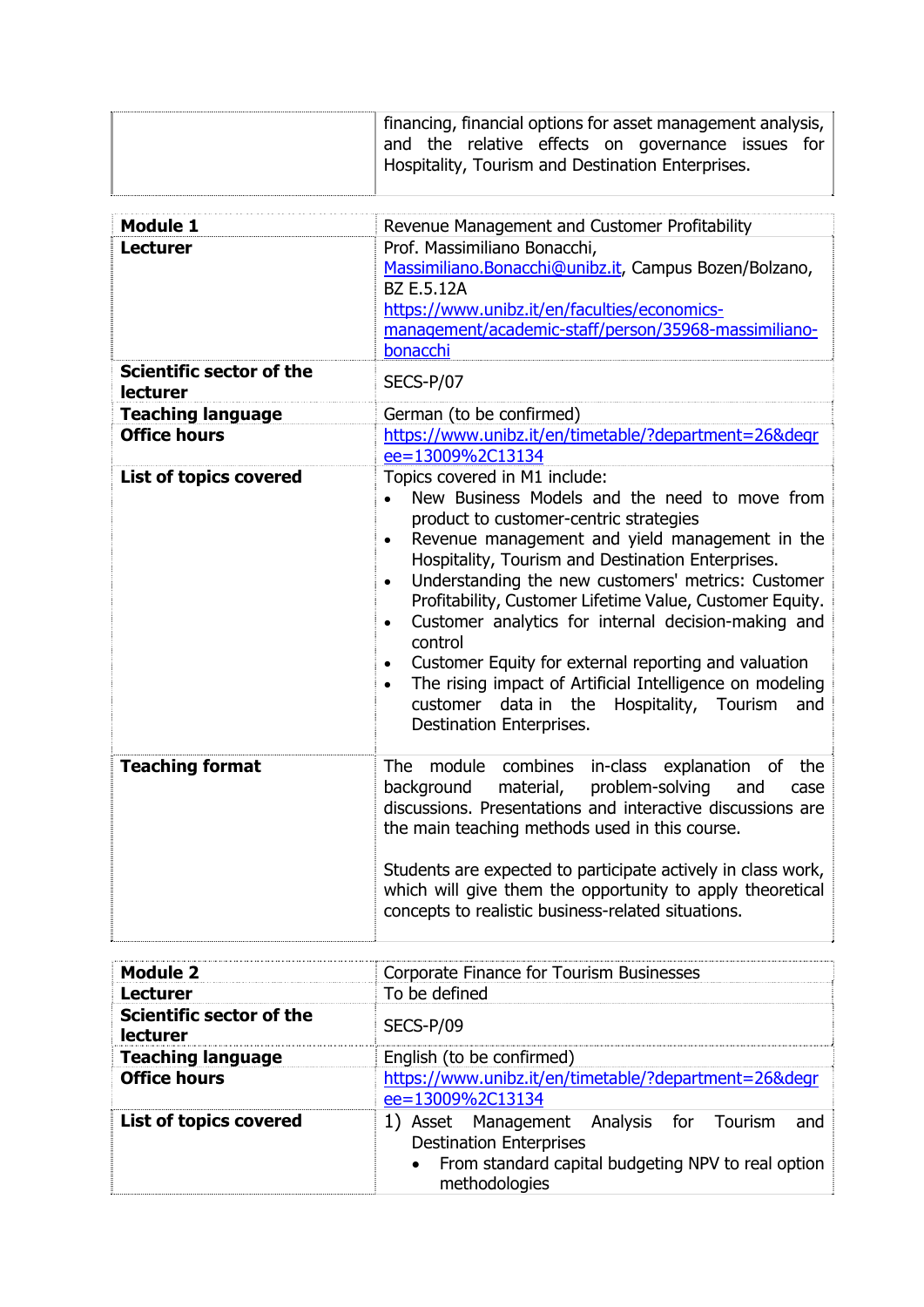| | |
|---|---|
| | financing, financial options for asset management analysis, and the relative effects on governance issues for Hospitality, Tourism and Destination Enterprises. |

| | |
|---|---|
| **Module 1** | Revenue Management and Customer Profitability |
| **Lecturer** | Prof. Massimiliano Bonacchi, [Massimiliano.Bonacchi@unibz.it](mailto:Massimiliano.Bonacchi@unibz.it), Campus Bozen/Bolzano, BZ E.5.12A<br>[https://www.unibz.it/en/faculties/economics-management/academic-staff/person/35968-massimiliano-bonacchi](https://www.unibz.it/en/faculties/economics-management/academic-staff/person/35968-massimiliano-bonacchi) |
| **Scientific sector of the lecturer** | SECS-P/07 |
| **Teaching language** | German (to be confirmed) |
| **Office hours** | [https://www.unibz.it/en/timetable/?department=26&degree=13009%2C13134](https://www.unibz.it/en/timetable/?department=26&degree=13009%2C13134) |
| **List of topics covered** | Topics covered in M1 include:<br>• New Business Models and the need to move from product to customer-centric strategies<br>• Revenue management and yield management in the Hospitality, Tourism and Destination Enterprises.<br>• Understanding the new customers' metrics: Customer Profitability, Customer Lifetime Value, Customer Equity.<br>• Customer analytics for internal decision-making and control<br>• Customer Equity for external reporting and valuation<br>• The rising impact of Artificial Intelligence on modeling customer data in the Hospitality, Tourism and Destination Enterprises. |
| **Teaching format** | The module combines in-class explanation of the background material, problem-solving and case discussions. Presentations and interactive discussions are the main teaching methods used in this course.<br><br>Students are expected to participate actively in class work, which will give them the opportunity to apply theoretical concepts to realistic business-related situations. |

| | |
|---|---|
| **Module 2** | Corporate Finance for Tourism Businesses |
| **Lecturer** | To be defined |
| **Scientific sector of the lecturer** | SECS-P/09 |
| **Teaching language** | English (to be confirmed) |
| **Office hours** | [https://www.unibz.it/en/timetable/?department=26&degree=13009%2C13134](https://www.unibz.it/en/timetable/?department=26&degree=13009%2C13134) |
| **List of topics covered** | 1) Asset Management Analysis for Tourism and Destination Enterprises<br>• From standard capital budgeting NPV to real option methodologies |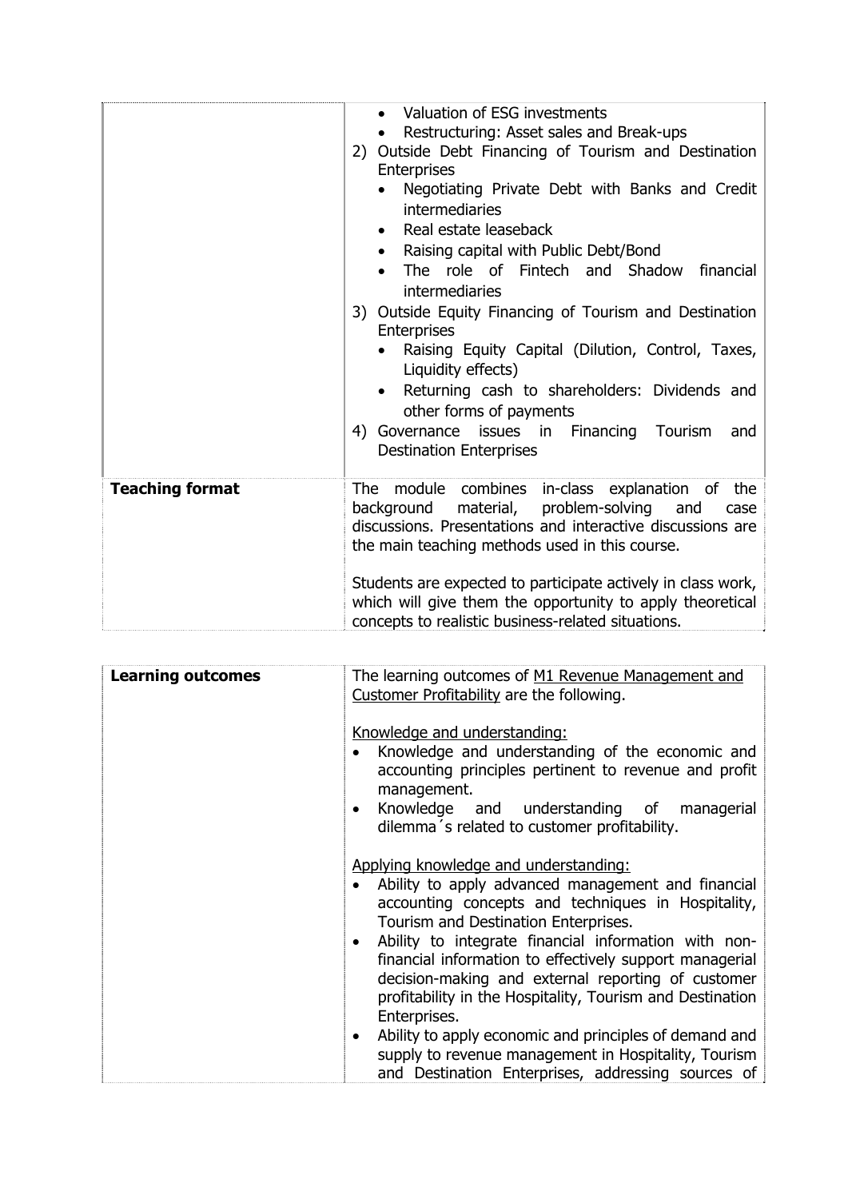| | |
|---|---|
| | • Valuation of ESG investments<br>• Restructuring: Asset sales and Break-ups<br>2) Outside Debt Financing of Tourism and Destination Enterprises<br>• Negotiating Private Debt with Banks and Credit intermediaries<br>• Real estate leaseback<br>• Raising capital with Public Debt/Bond<br>• The role of Fintech and Shadow financial intermediaries<br>3) Outside Equity Financing of Tourism and Destination Enterprises<br>• Raising Equity Capital (Dilution, Control, Taxes, Liquidity effects)<br>• Returning cash to shareholders: Dividends and other forms of payments<br>4) Governance issues in Financing Tourism and Destination Enterprises |
| **Teaching format** | The module combines in-class explanation of the background material, problem-solving and case discussions. Presentations and interactive discussions are the main teaching methods used in this course.<br><br>Students are expected to participate actively in class work, which will give them the opportunity to apply theoretical concepts to realistic business-related situations. |

| | |
|---|---|
| **Learning outcomes** | The learning outcomes of M1 Revenue Management and Customer Profitability are the following.<br><br>Knowledge and understanding:<br>• Knowledge and understanding of the economic and accounting principles pertinent to revenue and profit management.<br>• Knowledge and understanding of managerial dilemma´s related to customer profitability.<br><br>Applying knowledge and understanding:<br>• Ability to apply advanced management and financial accounting concepts and techniques in Hospitality, Tourism and Destination Enterprises.<br>• Ability to integrate financial information with non-financial information to effectively support managerial decision-making and external reporting of customer profitability in the Hospitality, Tourism and Destination Enterprises.<br>• Ability to apply economic and principles of demand and supply to revenue management in Hospitality, Tourism and Destination Enterprises, addressing sources of |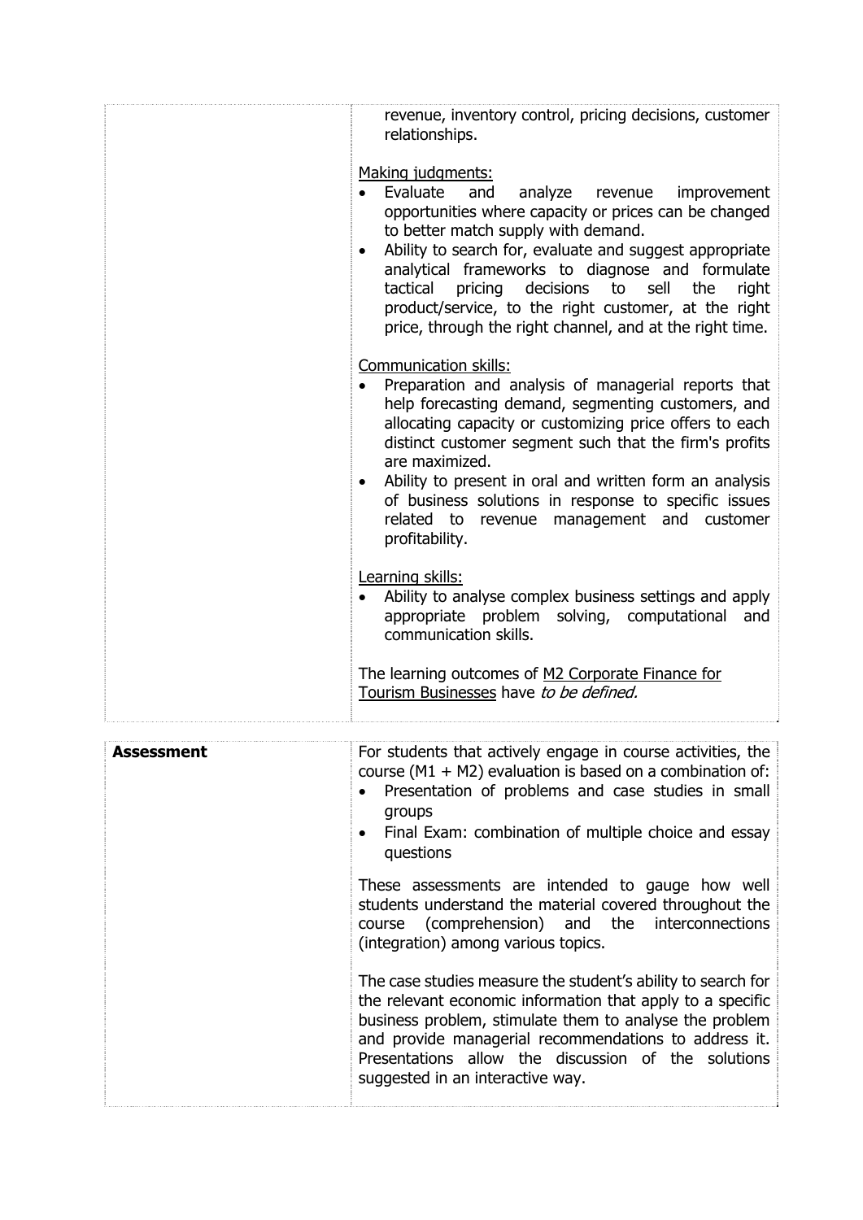| | |
|---|---|
| | revenue, inventory control, pricing decisions, customer relationships.<br><br>Making judgments:<br>• Evaluate and analyze revenue improvement opportunities where capacity or prices can be changed to better match supply with demand.<br>• Ability to search for, evaluate and suggest appropriate analytical frameworks to diagnose and formulate tactical pricing decisions to sell the right product/service, to the right customer, at the right price, through the right channel, and at the right time.<br><br>Communication skills:<br>• Preparation and analysis of managerial reports that help forecasting demand, segmenting customers, and allocating capacity or customizing price offers to each distinct customer segment such that the firm's profits are maximized.<br>• Ability to present in oral and written form an analysis of business solutions in response to specific issues related to revenue management and customer profitability.<br><br>Learning skills:<br>• Ability to analyse complex business settings and apply appropriate problem solving, computational and communication skills.<br><br>The learning outcomes of M2 Corporate Finance for Tourism Businesses have *to be defined.* |

| | |
|---|---|
| **Assessment** | For students that actively engage in course activities, the course (M1 + M2) evaluation is based on a combination of:<br>• Presentation of problems and case studies in small groups<br>• Final Exam: combination of multiple choice and essay questions<br><br>These assessments are intended to gauge how well students understand the material covered throughout the course (comprehension) and the interconnections (integration) among various topics.<br><br>The case studies measure the student's ability to search for the relevant economic information that apply to a specific business problem, stimulate them to analyse the problem and provide managerial recommendations to address it. Presentations allow the discussion of the solutions suggested in an interactive way. |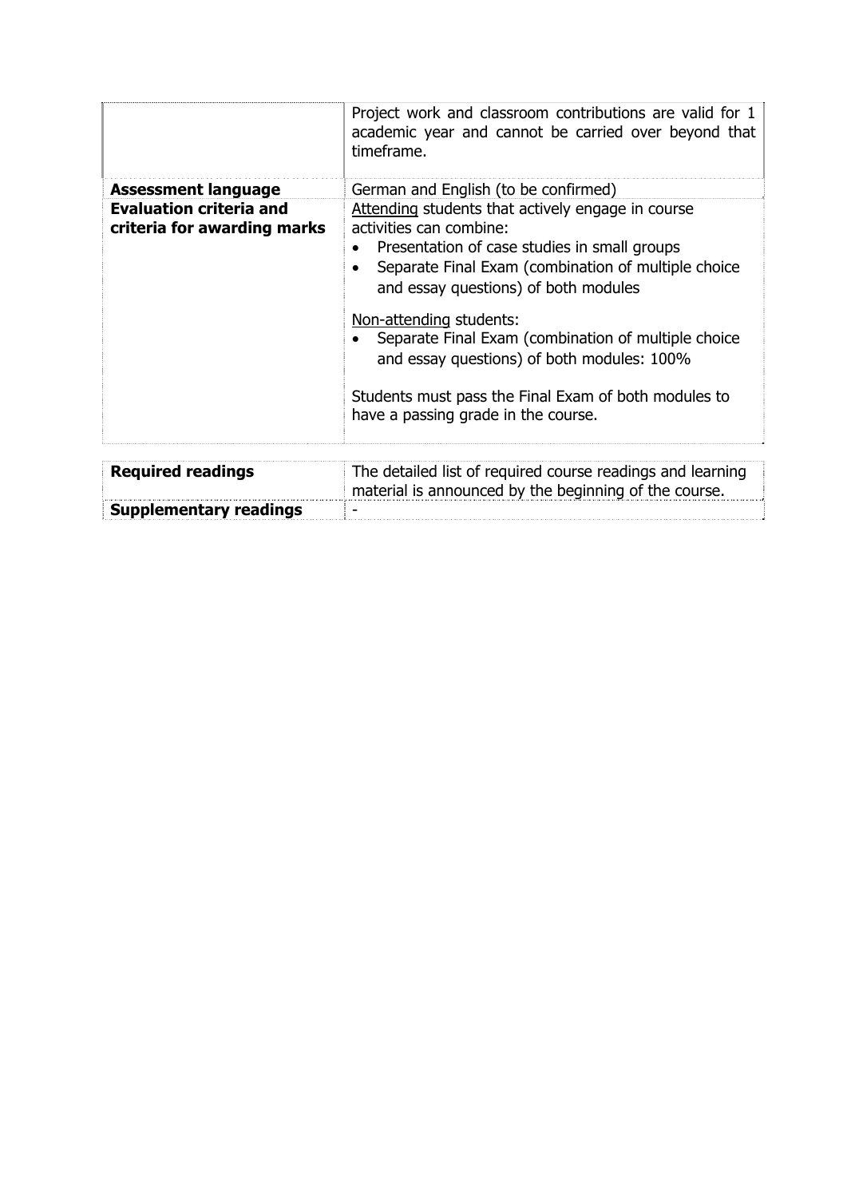| | |
|---|---|
| | Project work and classroom contributions are valid for 1 academic year and cannot be carried over beyond that timeframe. |
| **Assessment language** | German and English (to be confirmed) |
| **Evaluation criteria and criteria for awarding marks** | Attending students that actively engage in course activities can combine:<br>• Presentation of case studies in small groups<br>• Separate Final Exam (combination of multiple choice and essay questions) of both modules<br><br>Non-attending students:<br>• Separate Final Exam (combination of multiple choice and essay questions) of both modules: 100%<br><br>Students must pass the Final Exam of both modules to have a passing grade in the course. |

| | |
|---|---|
| **Required readings** | The detailed list of required course readings and learning material is announced by the beginning of the course. |
| **Supplementary readings** | - |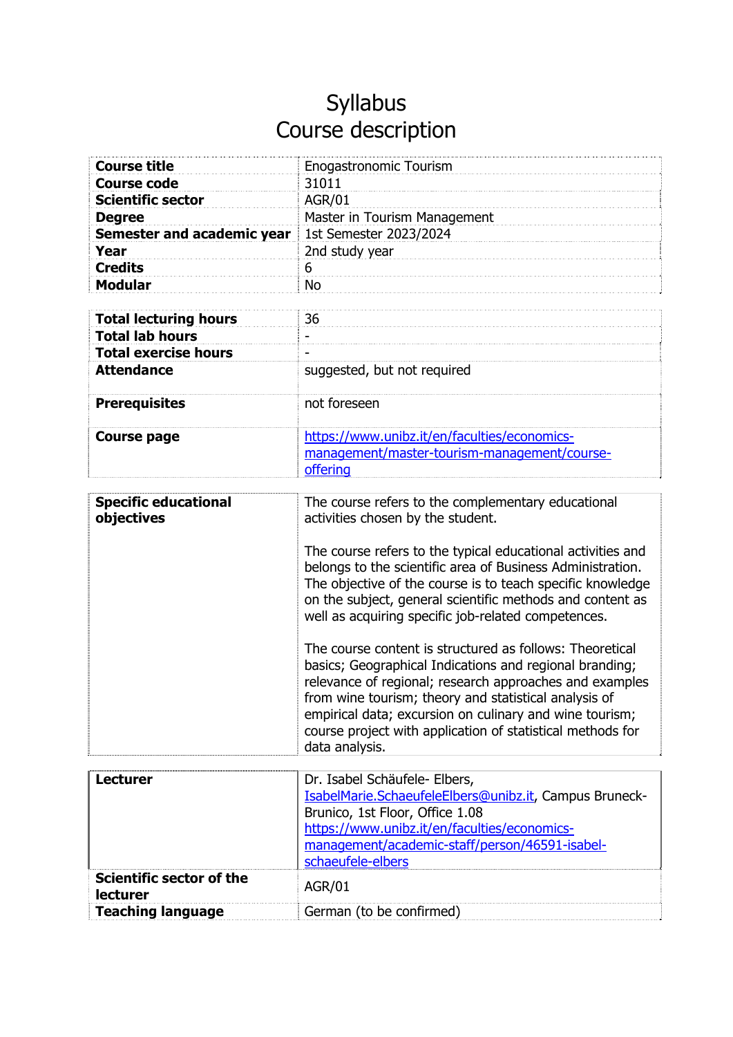# Syllabus
# Course description

| | |
|---|---|
| **Course title** | Enogastronomic Tourism |
| **Course code** | 31011 |
| **Scientific sector** | AGR/01 |
| **Degree** | Master in Tourism Management |
| **Semester and academic year** | 1st Semester 2023/2024 |
| **Year** | 2nd study year |
| **Credits** | 6 |
| **Modular** | No |

| | |
|---|---|
| **Total lecturing hours** | 36 |
| **Total lab hours** | - |
| **Total exercise hours** | - |
| **Attendance** | suggested, but not required |
| **Prerequisites** | not foreseen |
| **Course page** | https://www.unibz.it/en/faculties/economics-management/master-tourism-management/course-offering |

| | |
|---|---|
| **Specific educational objectives** | The course refers to the complementary educational activities chosen by the student.<br><br>The course refers to the typical educational activities and belongs to the scientific area of Business Administration. The objective of the course is to teach specific knowledge on the subject, general scientific methods and content as well as acquiring specific job-related competences.<br><br>The course content is structured as follows: Theoretical basics; Geographical Indications and regional branding; relevance of regional; research approaches and examples from wine tourism; theory and statistical analysis of empirical data; excursion on culinary and wine tourism; course project with application of statistical methods for data analysis. |

| | |
|---|---|
| **Lecturer** | Dr. Isabel Schäufele- Elbers, IsabelMarie.SchaeufeleElbers@unibz.it, Campus Bruneck-Brunico, 1st Floor, Office 1.08 https://www.unibz.it/en/faculties/economics-management/academic-staff/person/46591-isabel-schaeufele-elbers |
| **Scientific sector of the lecturer** | AGR/01 |
| **Teaching language** | German (to be confirmed) |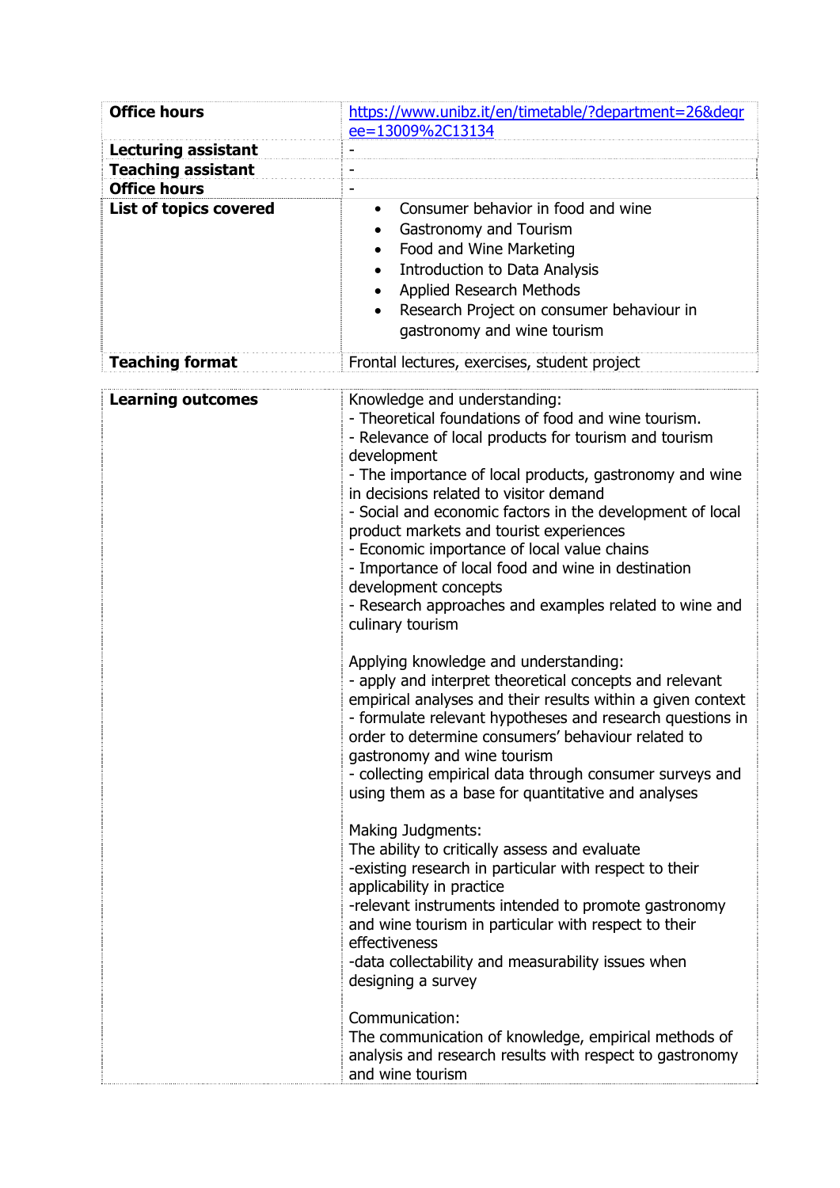| | |
|---|---|
| **Office hours** | https://www.unibz.it/en/timetable/?department=26&degree=13009%2C13134 |
| **Lecturing assistant** | - |
| **Teaching assistant** | - |
| **Office hours** | - |
| **List of topics covered** | • Consumer behavior in food and wine<br>• Gastronomy and Tourism<br>• Food and Wine Marketing<br>• Introduction to Data Analysis<br>• Applied Research Methods<br>• Research Project on consumer behaviour in gastronomy and wine tourism |
| **Teaching format** | Frontal lectures, exercises, student project |

| | |
|---|---|
| **Learning outcomes** | Knowledge and understanding:<br>- Theoretical foundations of food and wine tourism.<br>- Relevance of local products for tourism and tourism development<br>- The importance of local products, gastronomy and wine in decisions related to visitor demand<br>- Social and economic factors in the development of local product markets and tourist experiences<br>- Economic importance of local value chains<br>- Importance of local food and wine in destination development concepts<br>- Research approaches and examples related to wine and culinary tourism<br><br>Applying knowledge and understanding:<br>- apply and interpret theoretical concepts and relevant empirical analyses and their results within a given context<br>- formulate relevant hypotheses and research questions in order to determine consumers' behaviour related to gastronomy and wine tourism<br>- collecting empirical data through consumer surveys and using them as a base for quantitative and analyses<br><br>Making Judgments:<br>The ability to critically assess and evaluate<br>-existing research in particular with respect to their applicability in practice<br>-relevant instruments intended to promote gastronomy and wine tourism in particular with respect to their effectiveness<br>-data collectability and measurability issues when designing a survey<br><br>Communication:<br>The communication of knowledge, empirical methods of analysis and research results with respect to gastronomy and wine tourism |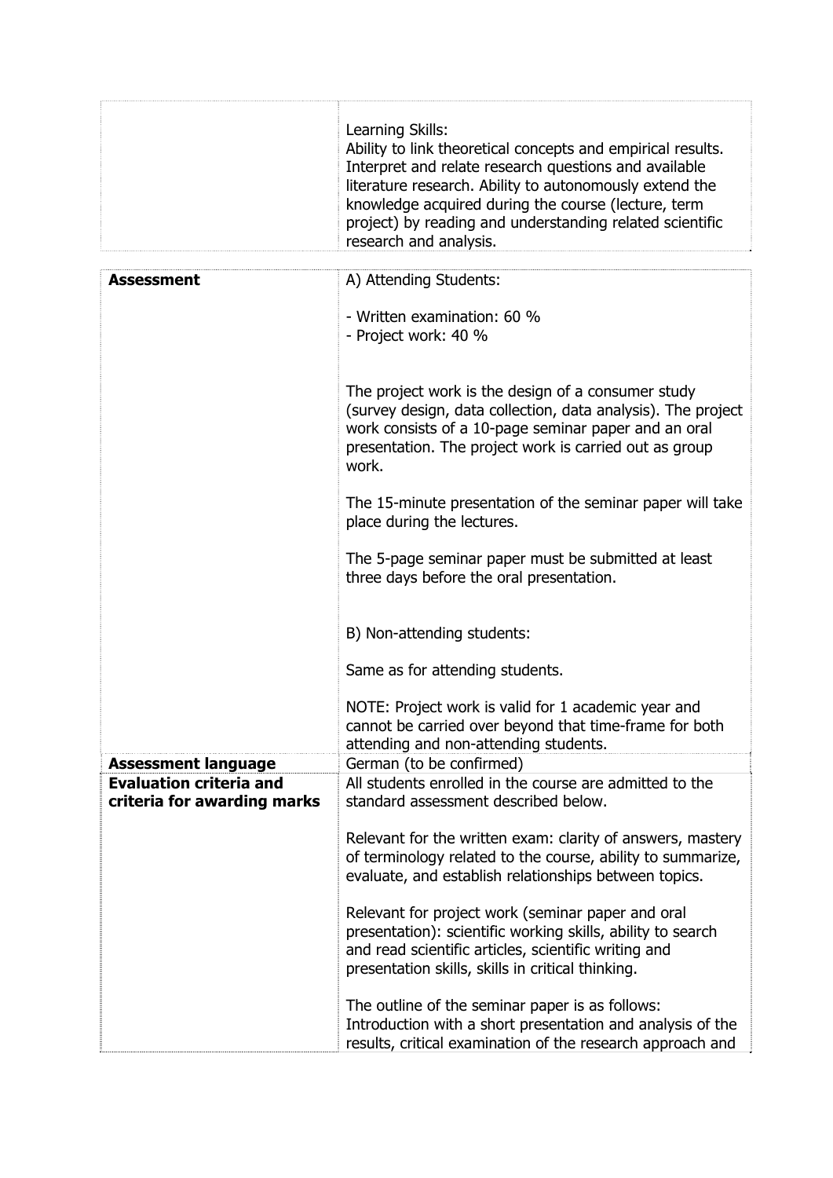| | |
|---|---|
| | Learning Skills:<br>Ability to link theoretical concepts and empirical results. Interpret and relate research questions and available literature research. Ability to autonomously extend the knowledge acquired during the course (lecture, term project) by reading and understanding related scientific research and analysis. |

| | |
|---|---|
| **Assessment** | A) Attending Students:<br><br>- Written examination: 60 %<br>- Project work: 40 %<br><br>The project work is the design of a consumer study (survey design, data collection, data analysis). The project work consists of a 10-page seminar paper and an oral presentation. The project work is carried out as group work.<br><br>The 15-minute presentation of the seminar paper will take place during the lectures.<br><br>The 5-page seminar paper must be submitted at least three days before the oral presentation.<br><br>B) Non-attending students:<br><br>Same as for attending students.<br><br>NOTE: Project work is valid for 1 academic year and cannot be carried over beyond that time-frame for both attending and non-attending students. |
| **Assessment language** | German (to be confirmed) |
| **Evaluation criteria and criteria for awarding marks** | All students enrolled in the course are admitted to the standard assessment described below.<br><br>Relevant for the written exam: clarity of answers, mastery of terminology related to the course, ability to summarize, evaluate, and establish relationships between topics.<br><br>Relevant for project work (seminar paper and oral presentation): scientific working skills, ability to search and read scientific articles, scientific writing and presentation skills, skills in critical thinking.<br><br>The outline of the seminar paper is as follows: Introduction with a short presentation and analysis of the results, critical examination of the research approach and |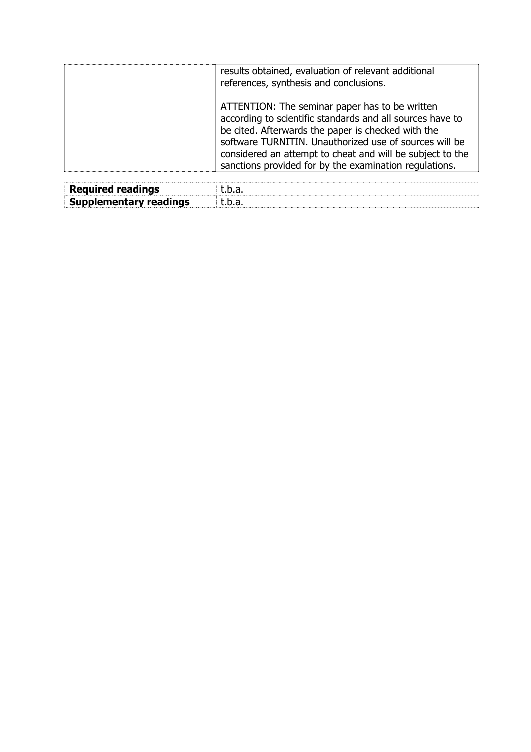| | |
|---|---|
| | results obtained, evaluation of relevant additional references, synthesis and conclusions.<br><br>ATTENTION: The seminar paper has to be written according to scientific standards and all sources have to be cited. Afterwards the paper is checked with the software TURNITIN. Unauthorized use of sources will be considered an attempt to cheat and will be subject to the sanctions provided for by the examination regulations. |

| | |
|---|---|
| **Required readings** | t.b.a. |
| **Supplementary readings** | t.b.a. |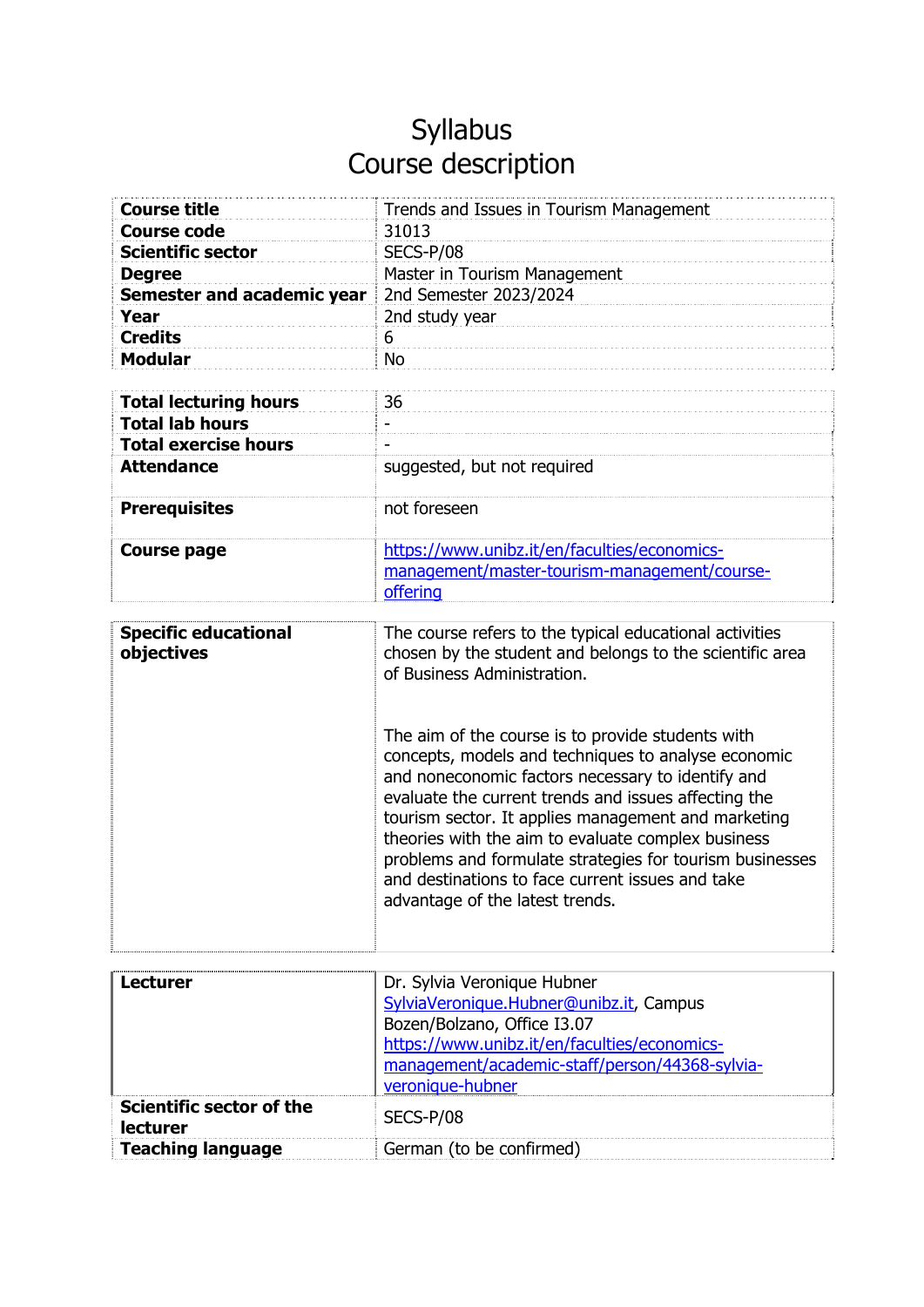# Syllabus
# Course description

| | |
|---|---|
| **Course title** | Trends and Issues in Tourism Management |
| **Course code** | 31013 |
| **Scientific sector** | SECS-P/08 |
| **Degree** | Master in Tourism Management |
| **Semester and academic year** | 2nd Semester 2023/2024 |
| **Year** | 2nd study year |
| **Credits** | 6 |
| **Modular** | No |

| | |
|---|---|
| **Total lecturing hours** | 36 |
| **Total lab hours** | - |
| **Total exercise hours** | - |
| **Attendance** | suggested, but not required |
| **Prerequisites** | not foreseen |
| **Course page** | https://www.unibz.it/en/faculties/economics-management/master-tourism-management/course-offering |

| | |
|---|---|
| **Specific educational objectives** | The course refers to the typical educational activities chosen by the student and belongs to the scientific area of Business Administration.<br><br>The aim of the course is to provide students with concepts, models and techniques to analyse economic and noneconomic factors necessary to identify and evaluate the current trends and issues affecting the tourism sector. It applies management and marketing theories with the aim to evaluate complex business problems and formulate strategies for tourism businesses and destinations to face current issues and take advantage of the latest trends. |

| | |
|---|---|
| **Lecturer** | Dr. Sylvia Veronique Hubner<br>SylviaVeronique.Hubner@unibz.it, Campus Bozen/Bolzano, Office I3.07<br>https://www.unibz.it/en/faculties/economics-management/academic-staff/person/44368-sylvia-veronique-hubner |
| **Scientific sector of the lecturer** | SECS-P/08 |
| **Teaching language** | German (to be confirmed) |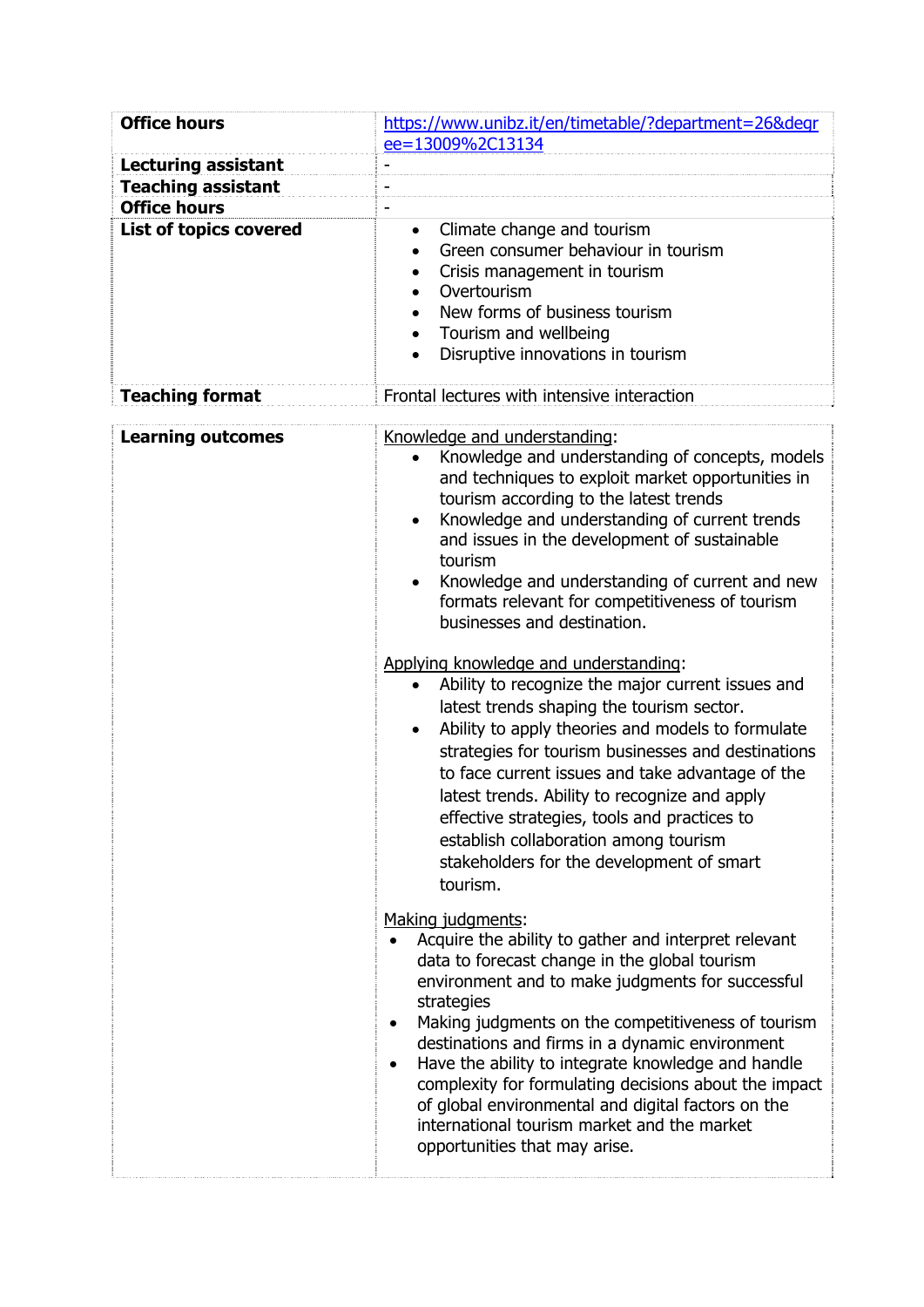| | |
|---|---|
| **Office hours** | https://www.unibz.it/en/timetable/?department=26&degree=13009%2C13134 |
| **Lecturing assistant** | - |
| **Teaching assistant** | - |
| **Office hours** | - |
| **List of topics covered** | • Climate change and tourism<br>• Green consumer behaviour in tourism<br>• Crisis management in tourism<br>• Overtourism<br>• New forms of business tourism<br>• Tourism and wellbeing<br>• Disruptive innovations in tourism |
| **Teaching format** | Frontal lectures with intensive interaction |

| | |
|---|---|
| **Learning outcomes** | Knowledge and understanding:<br>• Knowledge and understanding of concepts, models and techniques to exploit market opportunities in tourism according to the latest trends<br>• Knowledge and understanding of current trends and issues in the development of sustainable tourism<br>• Knowledge and understanding of current and new formats relevant for competitiveness of tourism businesses and destination.<br><br>Applying knowledge and understanding:<br>• Ability to recognize the major current issues and latest trends shaping the tourism sector.<br>• Ability to apply theories and models to formulate strategies for tourism businesses and destinations to face current issues and take advantage of the latest trends. Ability to recognize and apply effective strategies, tools and practices to establish collaboration among tourism stakeholders for the development of smart tourism.<br><br>Making judgments:<br>• Acquire the ability to gather and interpret relevant data to forecast change in the global tourism environment and to make judgments for successful strategies<br>• Making judgments on the competitiveness of tourism destinations and firms in a dynamic environment<br>• Have the ability to integrate knowledge and handle complexity for formulating decisions about the impact of global environmental and digital factors on the international tourism market and the market opportunities that may arise. |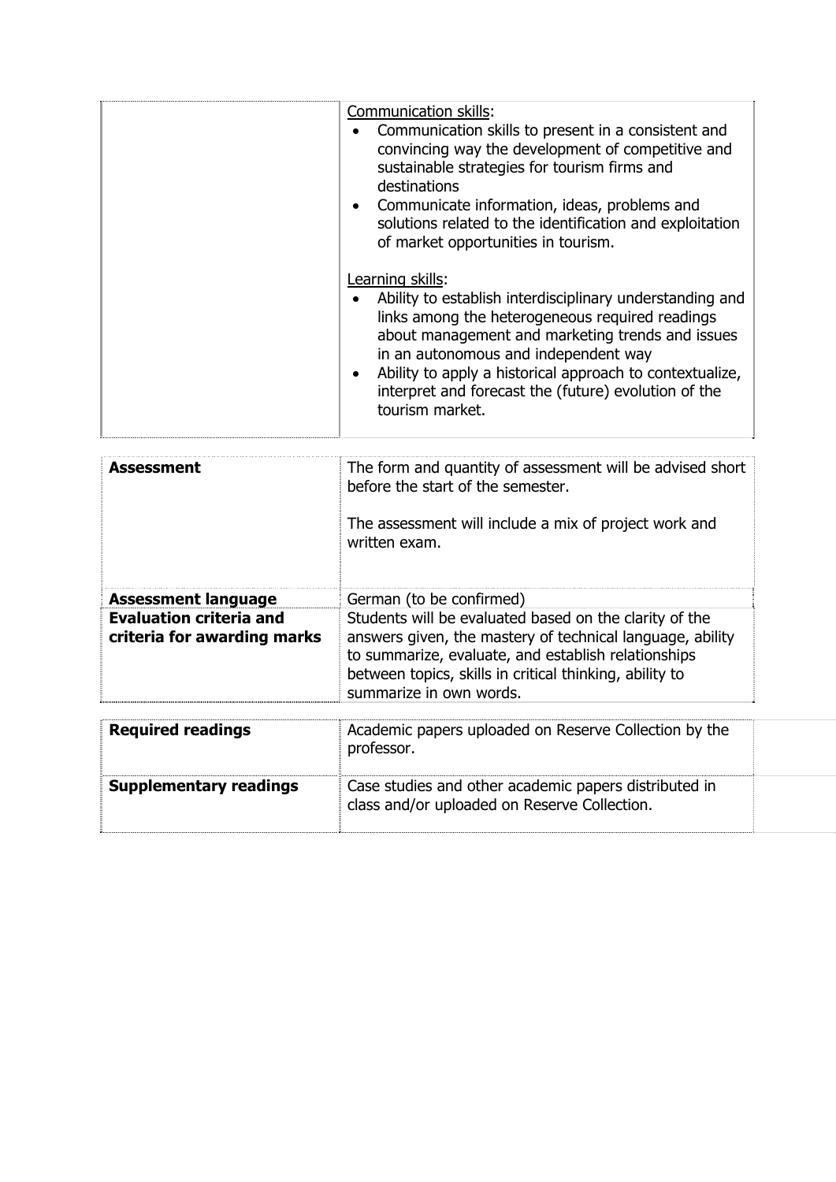| | |
|---|---|
| | Communication skills:<br>• Communication skills to present in a consistent and convincing way the development of competitive and sustainable strategies for tourism firms and destinations<br>• Communicate information, ideas, problems and solutions related to the identification and exploitation of market opportunities in tourism.<br><br>Learning skills:<br>• Ability to establish interdisciplinary understanding and links among the heterogeneous required readings about management and marketing trends and issues in an autonomous and independent way<br>• Ability to apply a historical approach to contextualize, interpret and forecast the (future) evolution of the tourism market. |

| | |
|---|---|
| **Assessment** | The form and quantity of assessment will be advised short before the start of the semester.<br><br>The assessment will include a mix of project work and written exam. |
| **Assessment language** | German (to be confirmed) |
| **Evaluation criteria and criteria for awarding marks** | Students will be evaluated based on the clarity of the answers given, the mastery of technical language, ability to summarize, evaluate, and establish relationships between topics, skills in critical thinking, ability to summarize in own words. |

| | |
|---|---|
| **Required readings** | Academic papers uploaded on Reserve Collection by the professor. |
| **Supplementary readings** | Case studies and other academic papers distributed in class and/or uploaded on Reserve Collection. |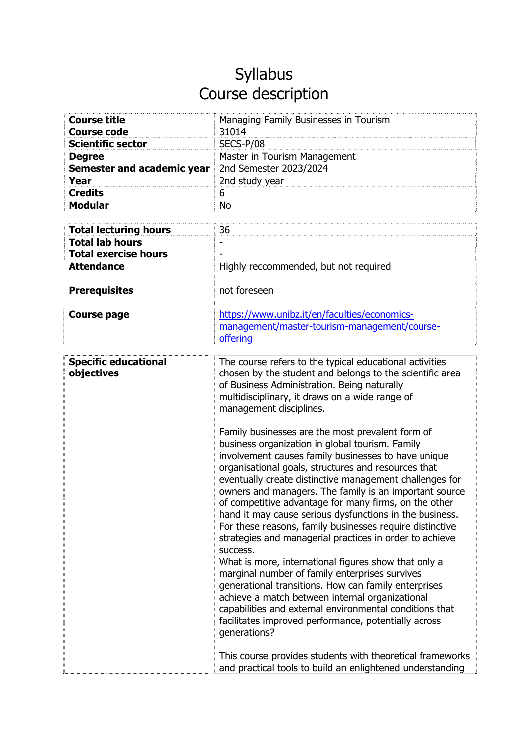# Syllabus
# Course description

| | |
|---|---|
| **Course title** | Managing Family Businesses in Tourism |
| **Course code** | 31014 |
| **Scientific sector** | SECS-P/08 |
| **Degree** | Master in Tourism Management |
| **Semester and academic year** | 2nd Semester 2023/2024 |
| **Year** | 2nd study year |
| **Credits** | 6 |
| **Modular** | No |

| | |
|---|---|
| **Total lecturing hours** | 36 |
| **Total lab hours** | - |
| **Total exercise hours** | - |
| **Attendance** | Highly reccommended, but not required |
| **Prerequisites** | not foreseen |
| **Course page** | [https://www.unibz.it/en/faculties/economics-management/master-tourism-management/course-offering](https://www.unibz.it/en/faculties/economics-management/master-tourism-management/course-offering) |

| | |
|---|---|
| **Specific educational objectives** | The course refers to the typical educational activities chosen by the student and belongs to the scientific area of Business Administration. Being naturally multidisciplinary, it draws on a wide range of management disciplines.<br><br>Family businesses are the most prevalent form of business organization in global tourism. Family involvement causes family businesses to have unique organisational goals, structures and resources that eventually create distinctive management challenges for owners and managers. The family is an important source of competitive advantage for many firms, on the other hand it may cause serious dysfunctions in the business. For these reasons, family businesses require distinctive strategies and managerial practices in order to achieve success.<br>What is more, international figures show that only a marginal number of family enterprises survives generational transitions. How can family enterprises achieve a match between internal organizational capabilities and external environmental conditions that facilitates improved performance, potentially across generations?<br><br>This course provides students with theoretical frameworks and practical tools to build an enlightened understanding |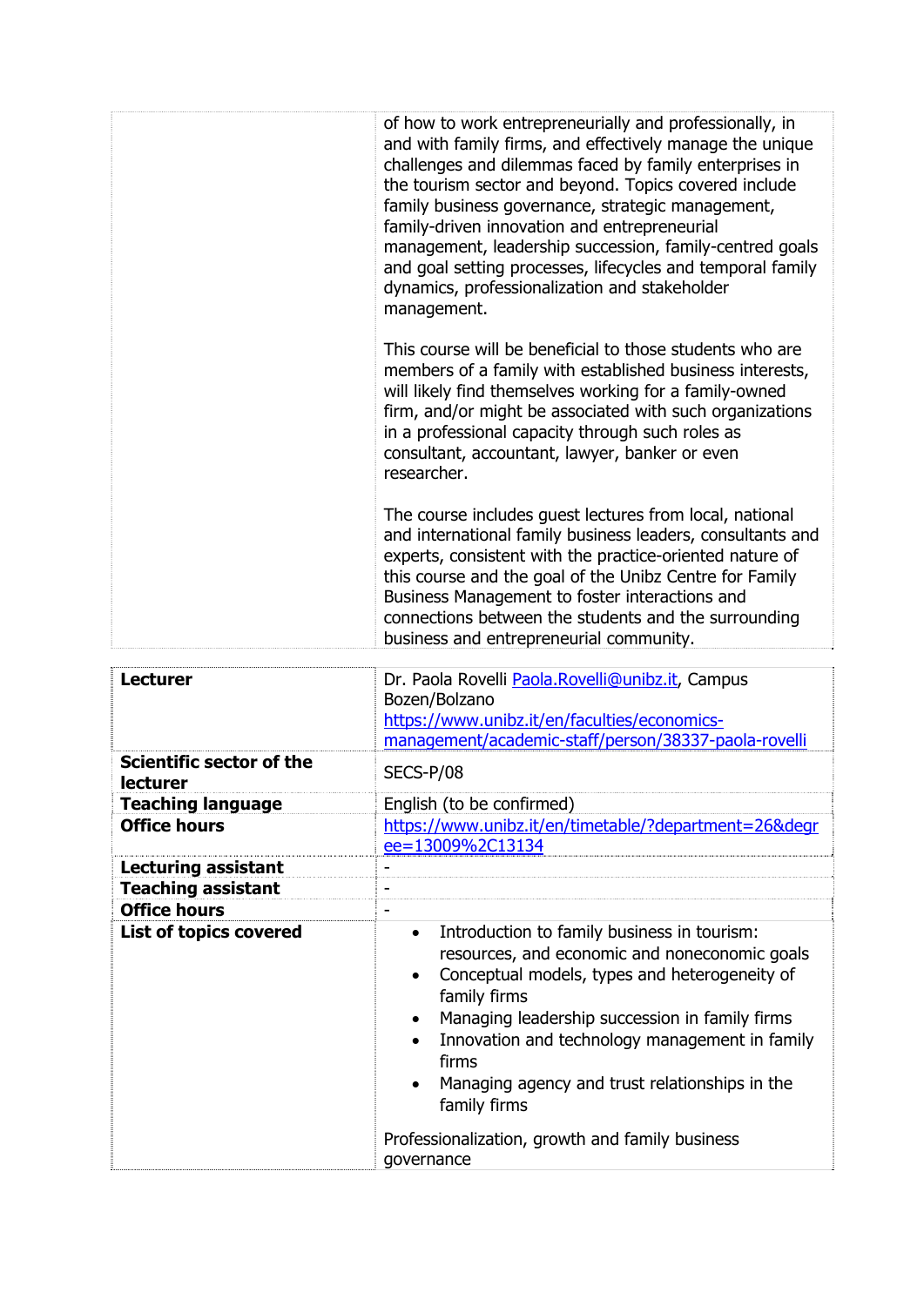| | |
|---|---|
| | of how to work entrepreneurially and professionally, in and with family firms, and effectively manage the unique challenges and dilemmas faced by family enterprises in the tourism sector and beyond. Topics covered include family business governance, strategic management, family-driven innovation and entrepreneurial management, leadership succession, family-centred goals and goal setting processes, lifecycles and temporal family dynamics, professionalization and stakeholder management.<br><br>This course will be beneficial to those students who are members of a family with established business interests, will likely find themselves working for a family-owned firm, and/or might be associated with such organizations in a professional capacity through such roles as consultant, accountant, lawyer, banker or even researcher.<br><br>The course includes guest lectures from local, national and international family business leaders, consultants and experts, consistent with the practice-oriented nature of this course and the goal of the Unibz Centre for Family Business Management to foster interactions and connections between the students and the surrounding business and entrepreneurial community. |

| | |
|---|---|
| **Lecturer** | Dr. Paola Rovelli Paola.Rovelli@unibz.it, Campus Bozen/Bolzano https://www.unibz.it/en/faculties/economics-management/academic-staff/person/38337-paola-rovelli |
| **Scientific sector of the lecturer** | SECS-P/08 |
| **Teaching language** | English (to be confirmed) |
| **Office hours** | https://www.unibz.it/en/timetable/?department=26&degree=13009%2C13134 |
| **Lecturing assistant** | - |
| **Teaching assistant** | - |
| **Office hours** | - |
| **List of topics covered** | • Introduction to family business in tourism: resources, and economic and noneconomic goals<br>• Conceptual models, types and heterogeneity of family firms<br>• Managing leadership succession in family firms<br>• Innovation and technology management in family firms<br>• Managing agency and trust relationships in the family firms<br><br>Professionalization, growth and family business governance |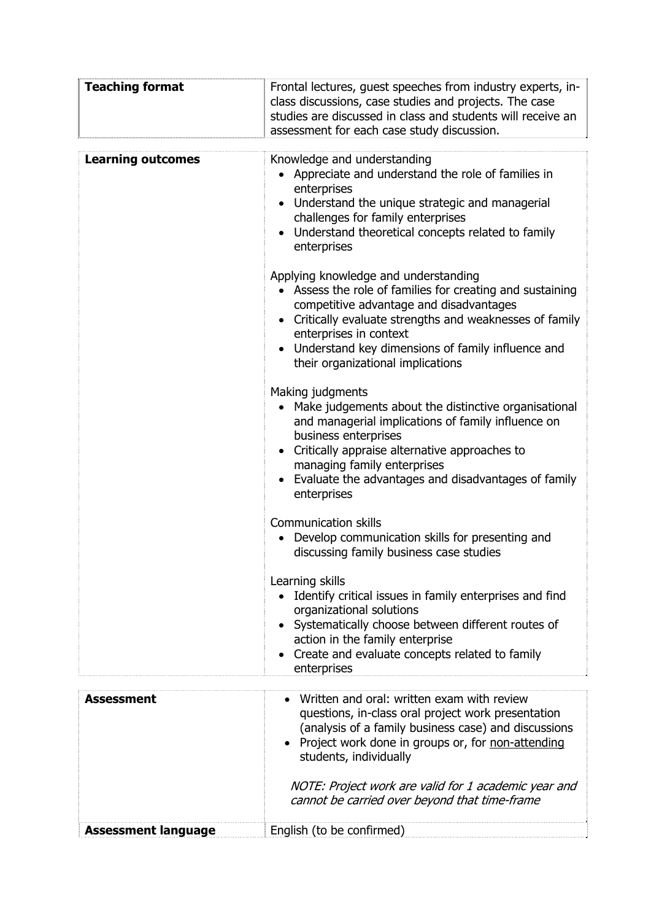| **Teaching format** | Frontal lectures, guest speeches from industry experts, in-class discussions, case studies and projects. The case studies are discussed in class and students will receive an assessment for each case study discussion. |
|---|---|

| **Learning outcomes** | Knowledge and understanding<br>• Appreciate and understand the role of families in enterprises<br>• Understand the unique strategic and managerial challenges for family enterprises<br>• Understand theoretical concepts related to family enterprises<br><br>Applying knowledge and understanding<br>• Assess the role of families for creating and sustaining competitive advantage and disadvantages<br>• Critically evaluate strengths and weaknesses of family enterprises in context<br>• Understand key dimensions of family influence and their organizational implications<br><br>Making judgments<br>• Make judgements about the distinctive organisational and managerial implications of family influence on business enterprises<br>• Critically appraise alternative approaches to managing family enterprises<br>• Evaluate the advantages and disadvantages of family enterprises<br><br>Communication skills<br>• Develop communication skills for presenting and discussing family business case studies<br><br>Learning skills<br>• Identify critical issues in family enterprises and find organizational solutions<br>• Systematically choose between different routes of action in the family enterprise<br>• Create and evaluate concepts related to family enterprises |
|---|---|

| **Assessment** | • Written and oral: written exam with review questions, in-class oral project work presentation (analysis of a family business case) and discussions<br>• Project work done in groups or, for <u>non-attending</u> students, individually<br><br>*NOTE: Project work are valid for 1 academic year and cannot be carried over beyond that time-frame* |
|---|---|
| **Assessment language** | English (to be confirmed) |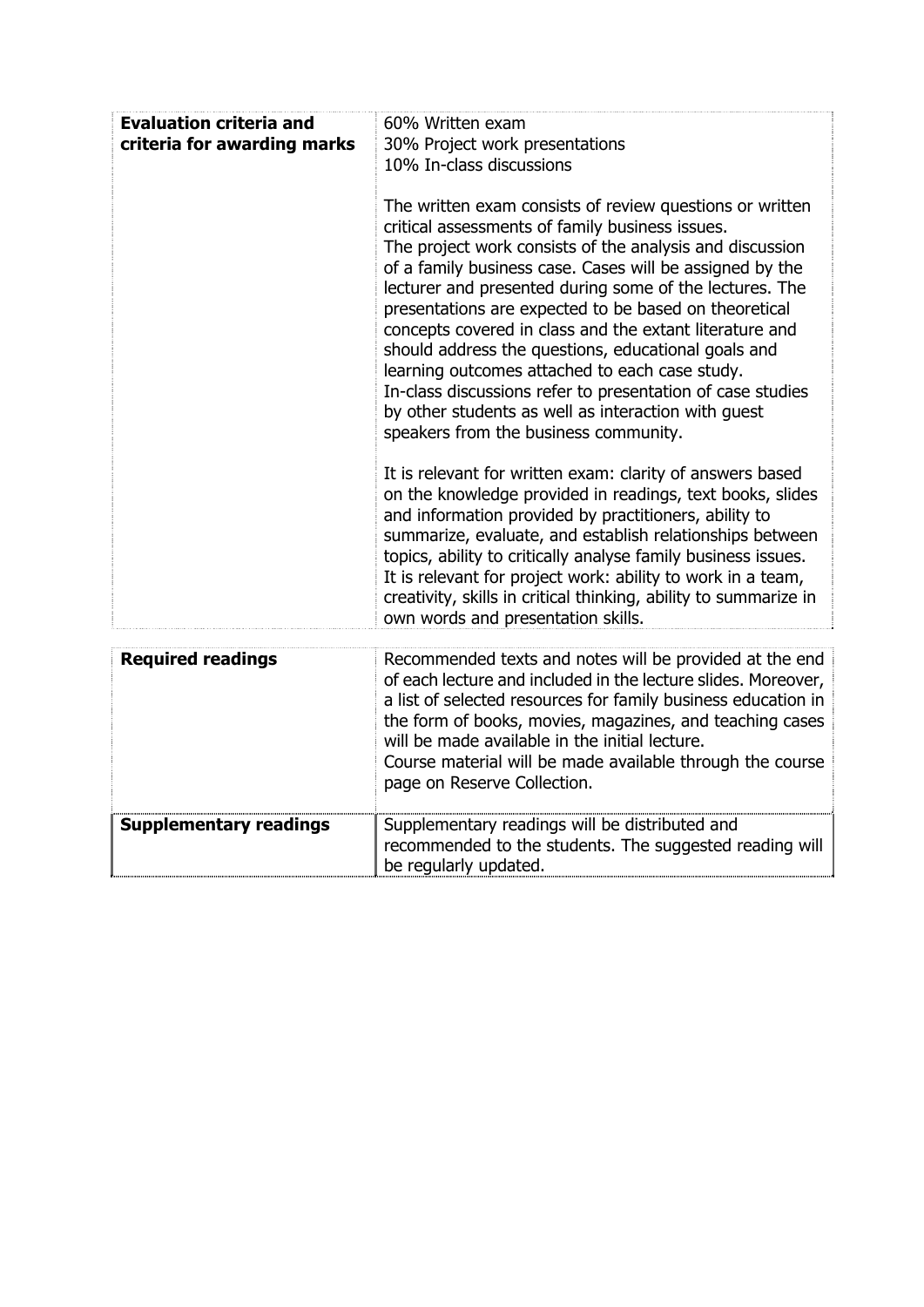| | |
|---|---|
| **Evaluation criteria and criteria for awarding marks** | 60% Written exam<br>30% Project work presentations<br>10% In-class discussions<br><br>The written exam consists of review questions or written critical assessments of family business issues.<br>The project work consists of the analysis and discussion of a family business case. Cases will be assigned by the lecturer and presented during some of the lectures. The presentations are expected to be based on theoretical concepts covered in class and the extant literature and should address the questions, educational goals and learning outcomes attached to each case study.<br>In-class discussions refer to presentation of case studies by other students as well as interaction with guest speakers from the business community.<br><br>It is relevant for written exam: clarity of answers based on the knowledge provided in readings, text books, slides and information provided by practitioners, ability to summarize, evaluate, and establish relationships between topics, ability to critically analyse family business issues.<br>It is relevant for project work: ability to work in a team, creativity, skills in critical thinking, ability to summarize in own words and presentation skills. |

| | |
|---|---|
| **Required readings** | Recommended texts and notes will be provided at the end of each lecture and included in the lecture slides. Moreover, a list of selected resources for family business education in the form of books, movies, magazines, and teaching cases will be made available in the initial lecture.<br>Course material will be made available through the course page on Reserve Collection. |
| **Supplementary readings** | Supplementary readings will be distributed and recommended to the students. The suggested reading will be regularly updated. |